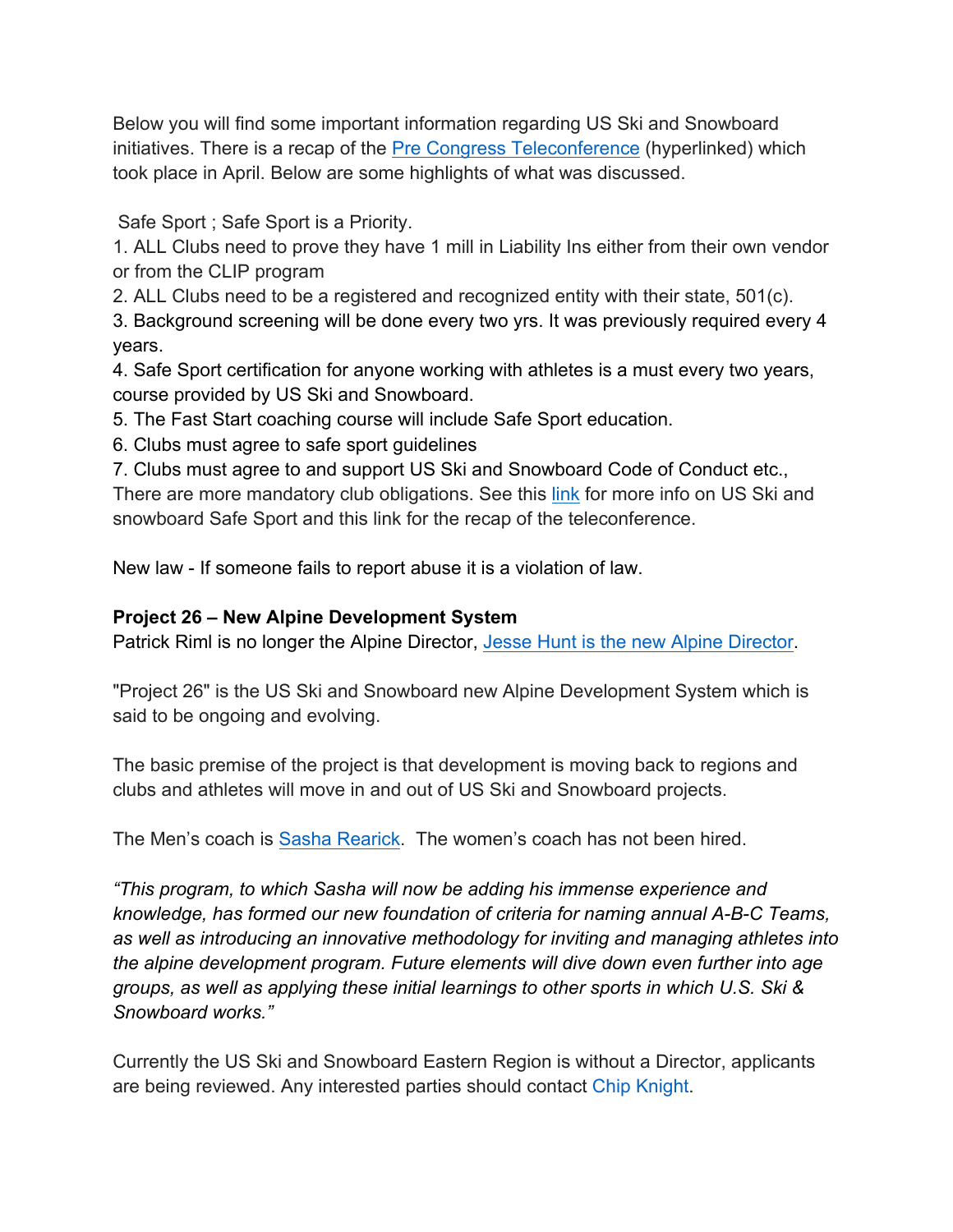Below you will find some important information regarding US Ski and Snowboard initiatives. There is a recap of the Pre Congress Teleconference (hyperlinked) which took place in April. Below are some highlights of what was discussed.

Safe Sport ; Safe Sport is a Priority.

1. ALL Clubs need to prove they have 1 mill in Liability Ins either from their own vendor or from the CLIP program
2. ALL Clubs need to be a registered and recognized entity with their state, 501(c).
3. Background screening will be done every two yrs. It was previously required every 4 years.
4. Safe Sport certification for anyone working with athletes is a must every two years, course provided by US Ski and Snowboard.
5. The Fast Start coaching course will include Safe Sport education.
6. Clubs must agree to safe sport guidelines
7. Clubs must agree to and support US Ski and Snowboard Code of Conduct etc.,

There are more mandatory club obligations. See this link for more info on US Ski and snowboard Safe Sport and this link for the recap of the teleconference.

New law - If someone fails to report abuse it is a violation of law.

**Project 26 – New Alpine Development System**

Patrick Riml is no longer the Alpine Director, Jesse Hunt is the new Alpine Director.

"Project 26" is the US Ski and Snowboard new Alpine Development System which is said to be ongoing and evolving.

The basic premise of the project is that development is moving back to regions and clubs and athletes will move in and out of US Ski and Snowboard projects.

The Men's coach is Sasha Rearick. The women's coach has not been hired.

*"This program, to which Sasha will now be adding his immense experience and knowledge, has formed our new foundation of criteria for naming annual A-B-C Teams, as well as introducing an innovative methodology for inviting and managing athletes into the alpine development program. Future elements will dive down even further into age groups, as well as applying these initial learnings to other sports in which U.S. Ski & Snowboard works."*

Currently the US Ski and Snowboard Eastern Region is without a Director, applicants are being reviewed. Any interested parties should contact Chip Knight.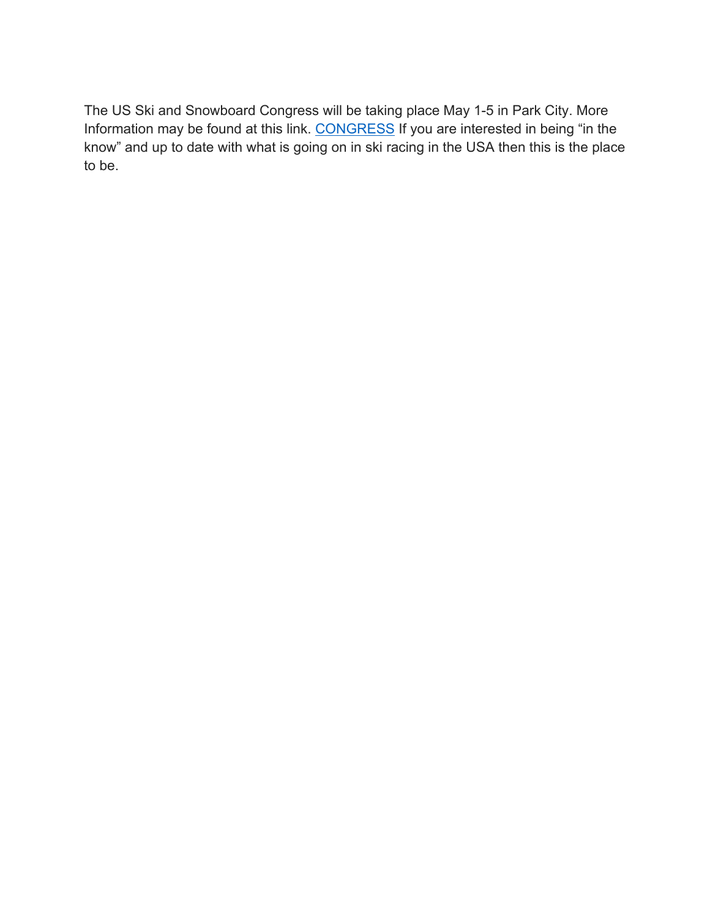The US Ski and Snowboard Congress will be taking place May 1-5 in Park City. More Information may be found at this link. CONGRESS If you are interested in being "in the know" and up to date with what is going on in ski racing in the USA then this is the place to be.